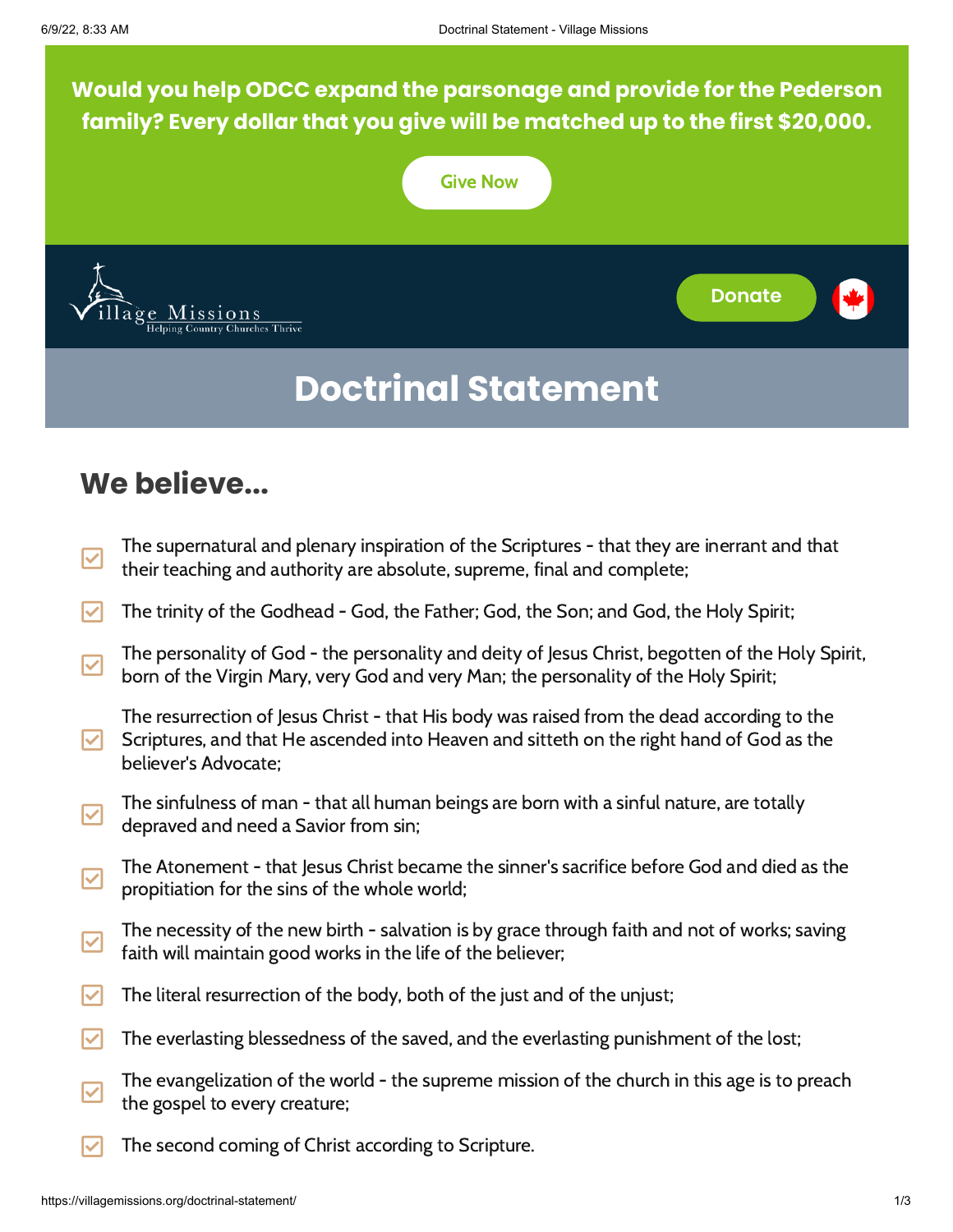**Would you help ODCC expand the parsonage and provide for the Pederson family? Every dollar that you give will be matched up to the first $20,000.**

Give Now

Village Missions
Helping Country Churches Thrive

Donate

# Doctrinal Statement

## We believe...

- The supernatural and plenary inspiration of the Scriptures - that they are inerrant and that their teaching and authority are absolute, supreme, final and complete;
- The trinity of the Godhead - God, the Father; God, the Son; and God, the Holy Spirit;
- The personality of God - the personality and deity of Jesus Christ, begotten of the Holy Spirit, born of the Virgin Mary, very God and very Man; the personality of the Holy Spirit;
- The resurrection of Jesus Christ - that His body was raised from the dead according to the Scriptures, and that He ascended into Heaven and sitteth on the right hand of God as the believer's Advocate;
- The sinfulness of man - that all human beings are born with a sinful nature, are totally depraved and need a Savior from sin;
- The Atonement - that Jesus Christ became the sinner's sacrifice before God and died as the propitiation for the sins of the whole world;
- The necessity of the new birth - salvation is by grace through faith and not of works; saving faith will maintain good works in the life of the believer;
- The literal resurrection of the body, both of the just and of the unjust;
- The everlasting blessedness of the saved, and the everlasting punishment of the lost;
- The evangelization of the world - the supreme mission of the church in this age is to preach the gospel to every creature;
- The second coming of Christ according to Scripture.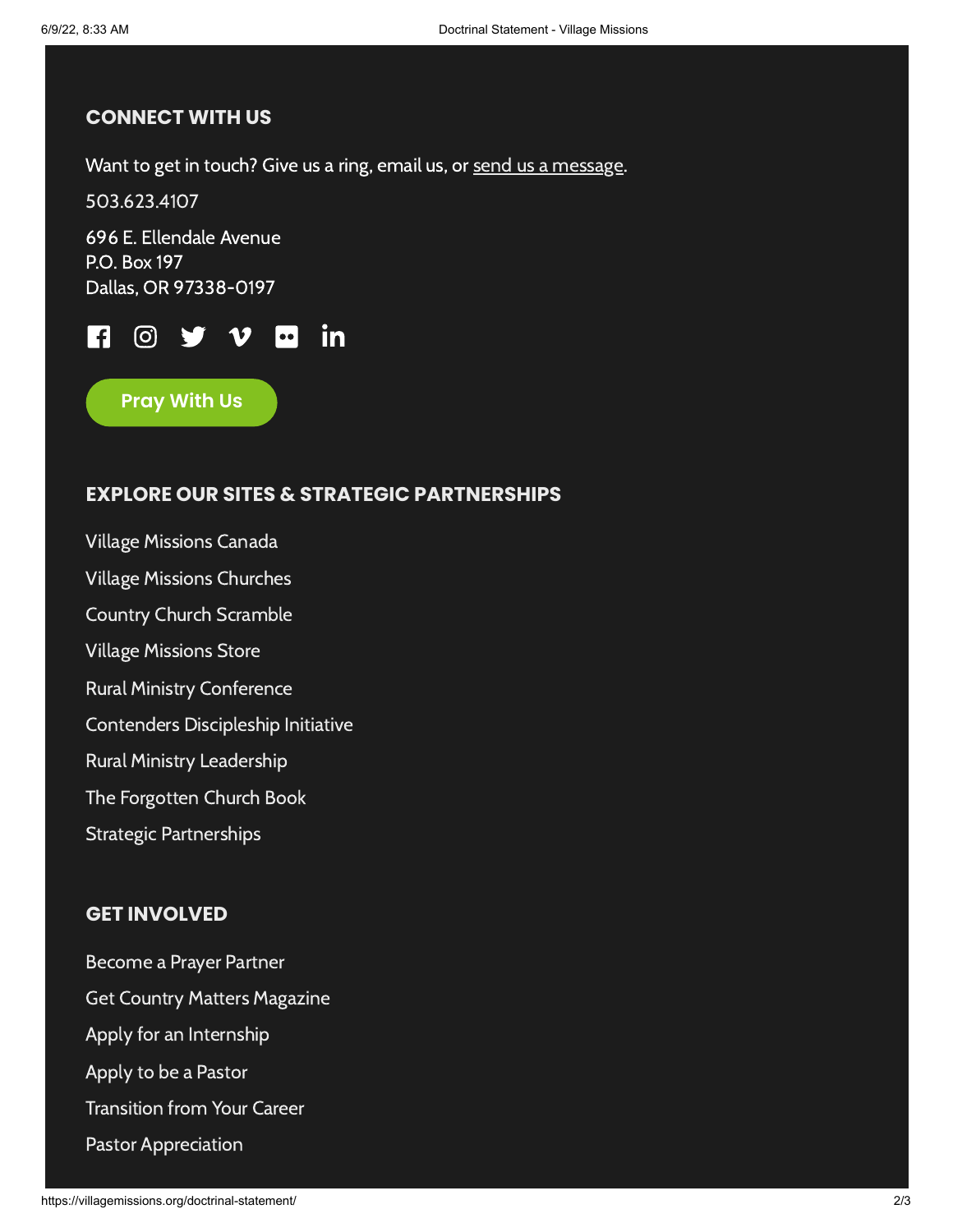## CONNECT WITH US

Want to get in touch? Give us a ring, email us, or send us a message.

503.623.4107

696 E. Ellendale Avenue
P.O. Box 197
Dallas, OR 97338-0197

Pray With Us

## EXPLORE OUR SITES & STRATEGIC PARTNERSHIPS

Village Missions Canada

Village Missions Churches

Country Church Scramble

Village Missions Store

Rural Ministry Conference

Contenders Discipleship Initiative

Rural Ministry Leadership

The Forgotten Church Book

Strategic Partnerships

## GET INVOLVED

Become a Prayer Partner

Get Country Matters Magazine

Apply for an Internship

Apply to be a Pastor

Transition from Your Career

Pastor Appreciation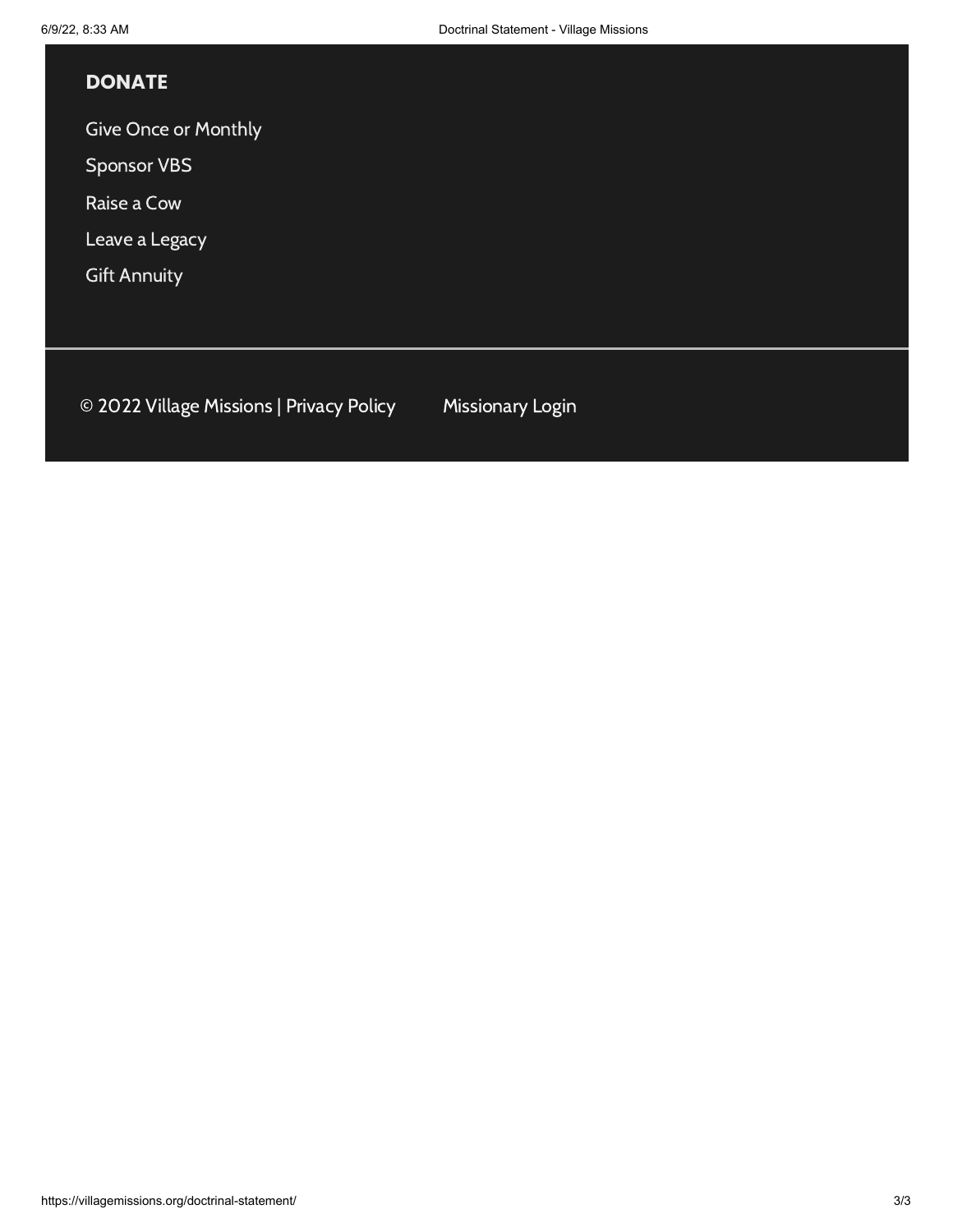## DONATE

Give Once or Monthly

Sponsor VBS

Raise a Cow

Leave a Legacy

Gift Annuity

© 2022 Village Missions | Privacy Policy    Missionary Login